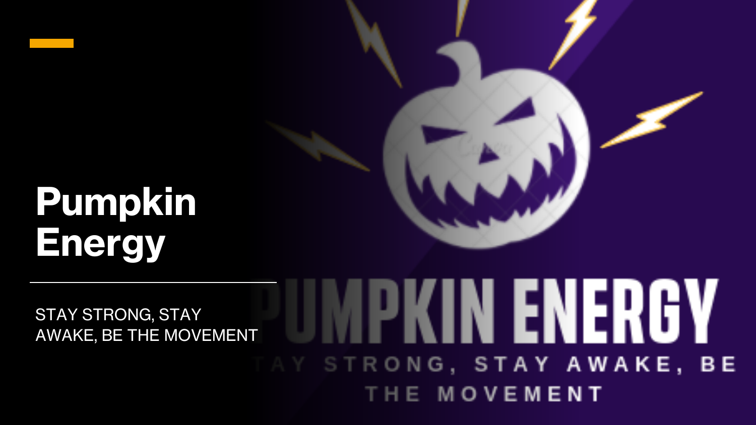# Pumpkin Energy

STAY STRONG, STAY AWAKE, BE THE MOVEMENT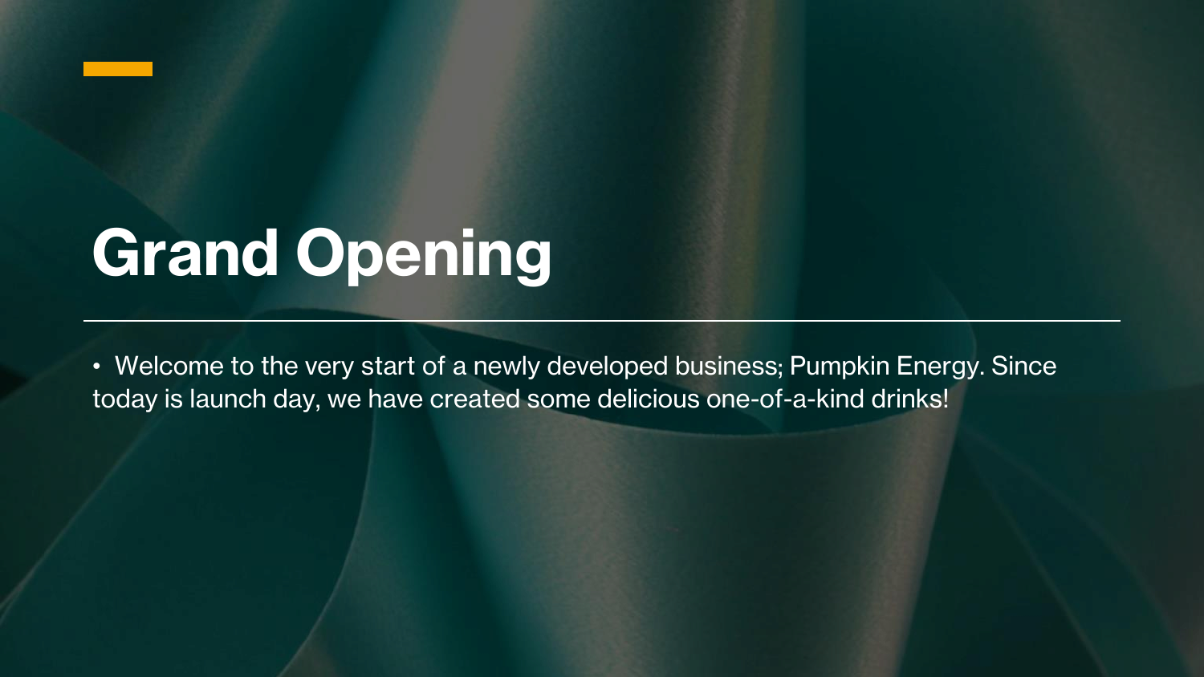# Grand Opening

- Welcome to the very start of a newly developed business; Pumpkin Energy. Since today is launch day, we have created some delicious one-of-a-kind drinks!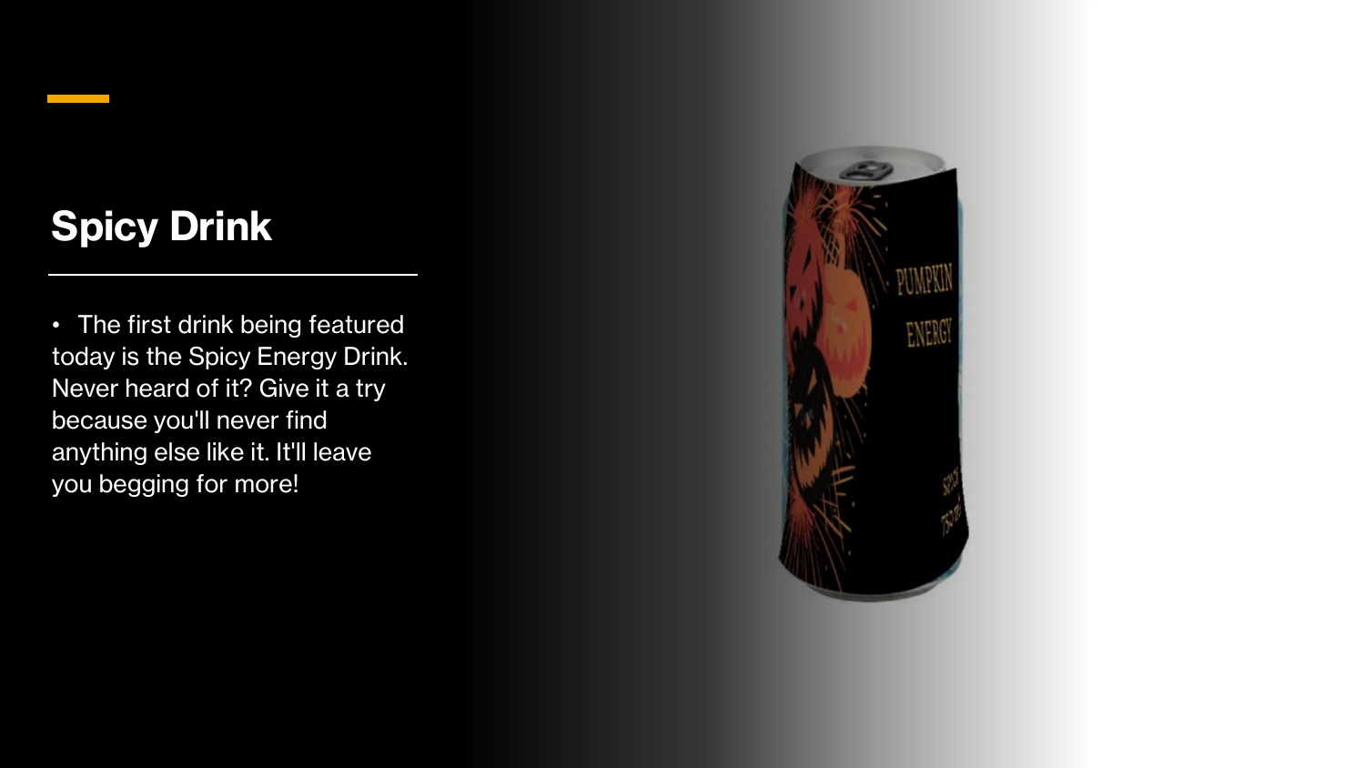# Spicy Drink

- The first drink being featured today is the Spicy Energy Drink. Never heard of it? Give it a try because you'll never find anything else like it. It'll leave you begging for more!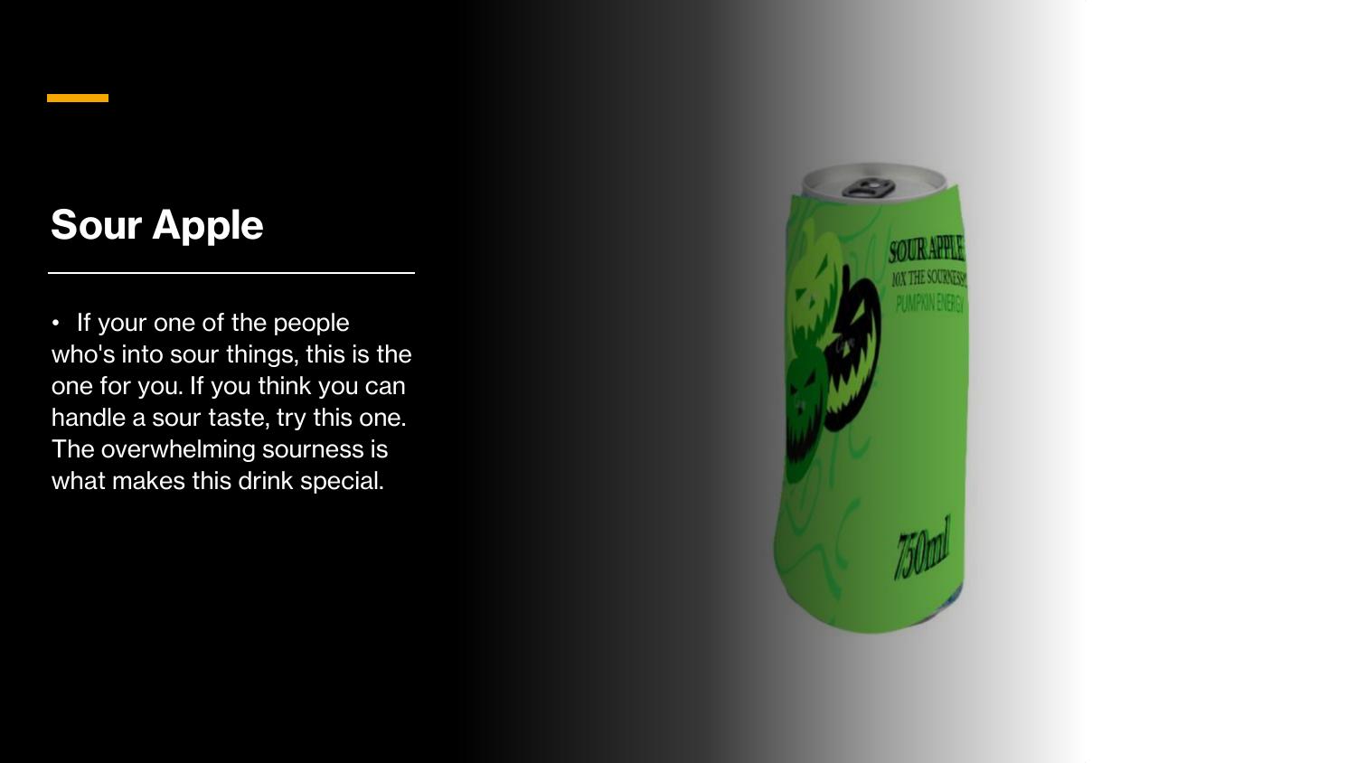## Sour Apple

- If your one of the people who's into sour things, this is the one for you. If you think you can handle a sour taste, try this one. The overwhelming sourness is what makes this drink special.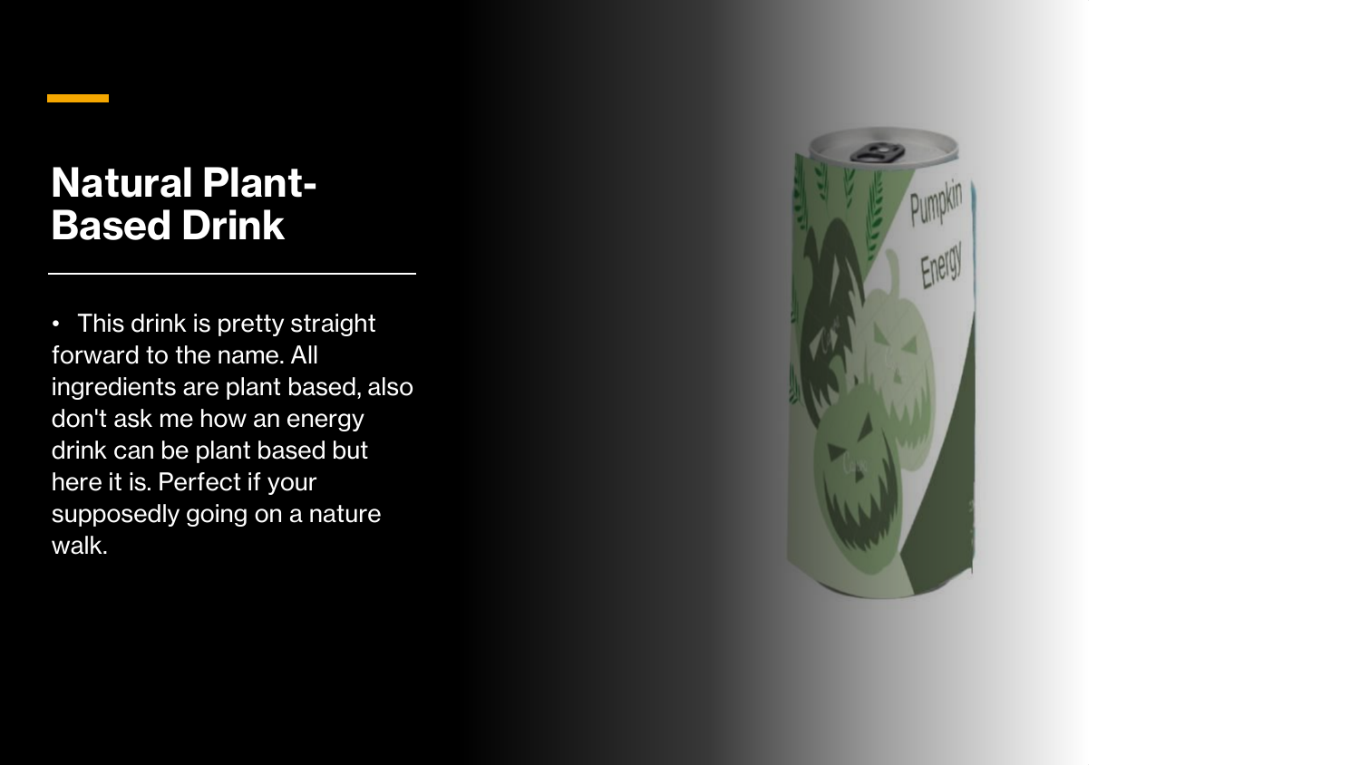# Natural Plant-Based Drink

- This drink is pretty straight forward to the name. All ingredients are plant based, also don't ask me how an energy drink can be plant based but here it is. Perfect if your supposedly going on a nature walk.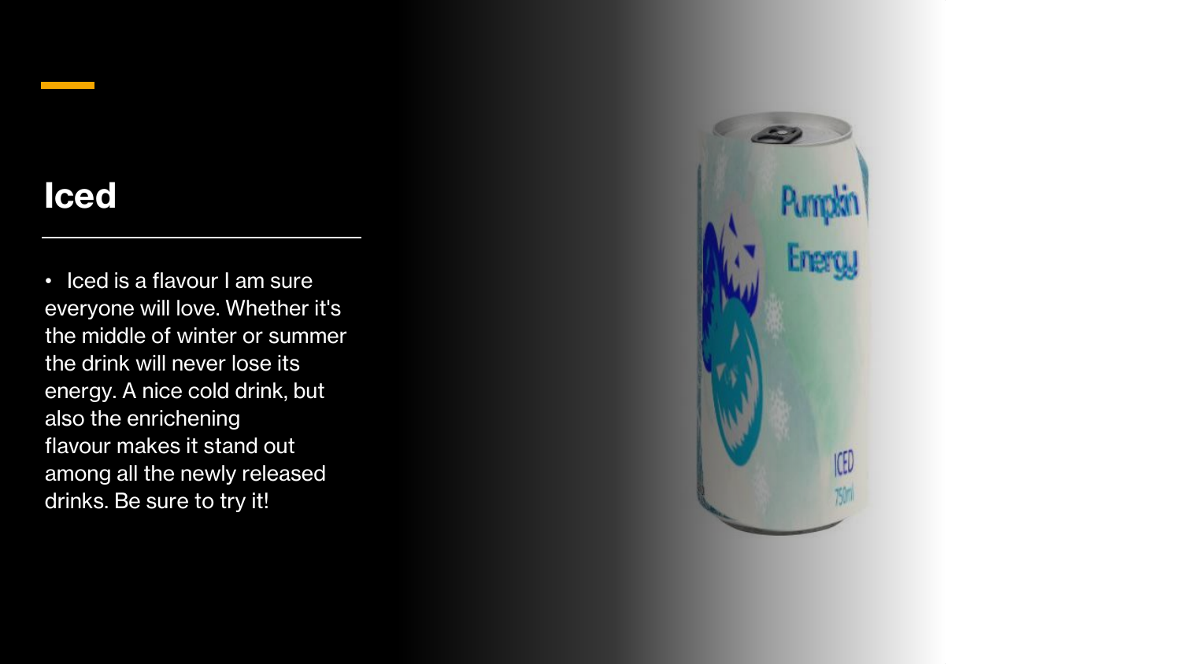# Iced

- Iced is a flavour I am sure everyone will love. Whether it's the middle of winter or summer the drink will never lose its energy. A nice cold drink, but also the enrichening flavour makes it stand out among all the newly released drinks. Be sure to try it!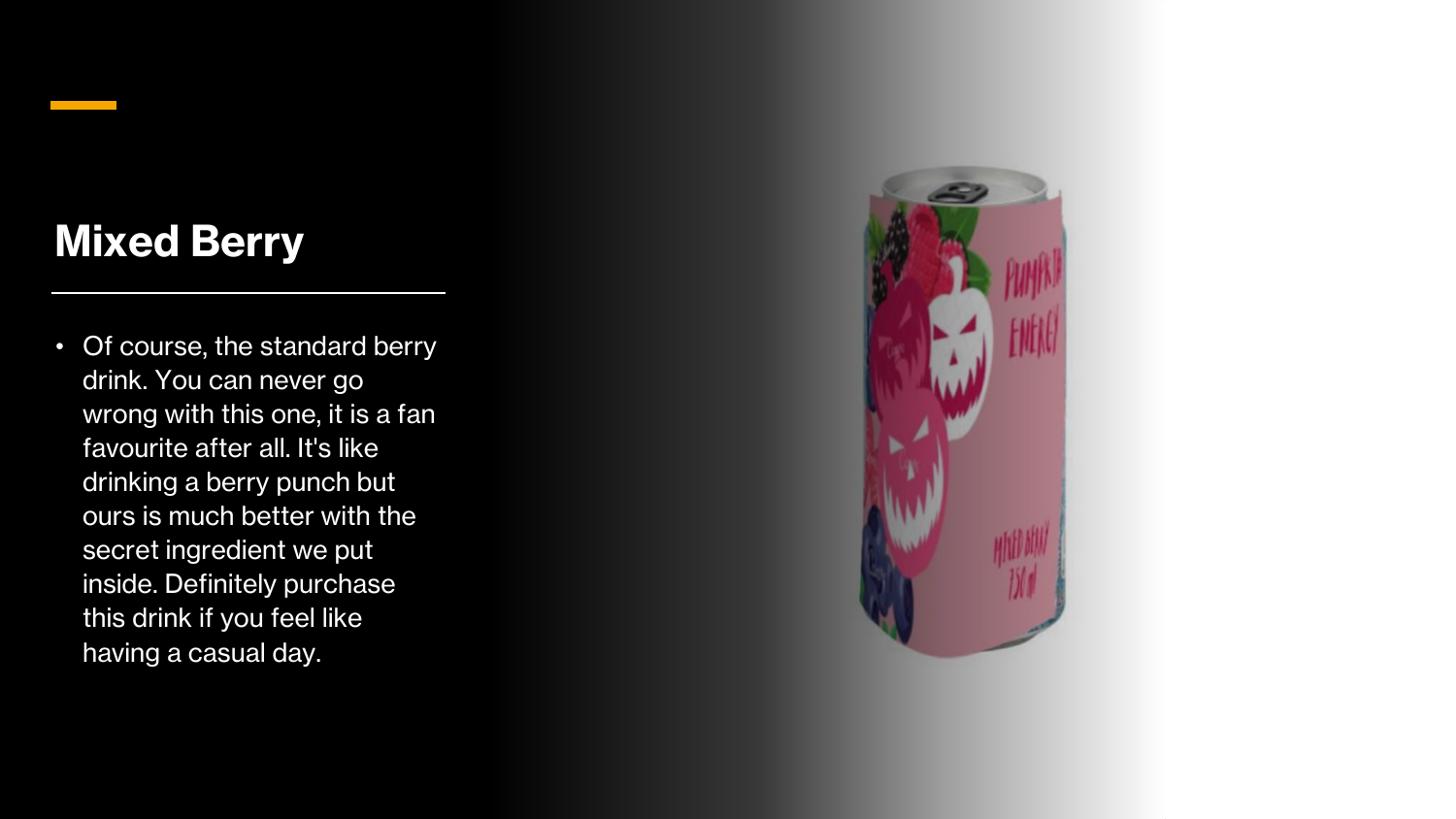# Mixed Berry

- Of course, the standard berry drink. You can never go wrong with this one, it is a fan favourite after all. It's like drinking a berry punch but ours is much better with the secret ingredient we put inside. Definitely purchase this drink if you feel like having a casual day.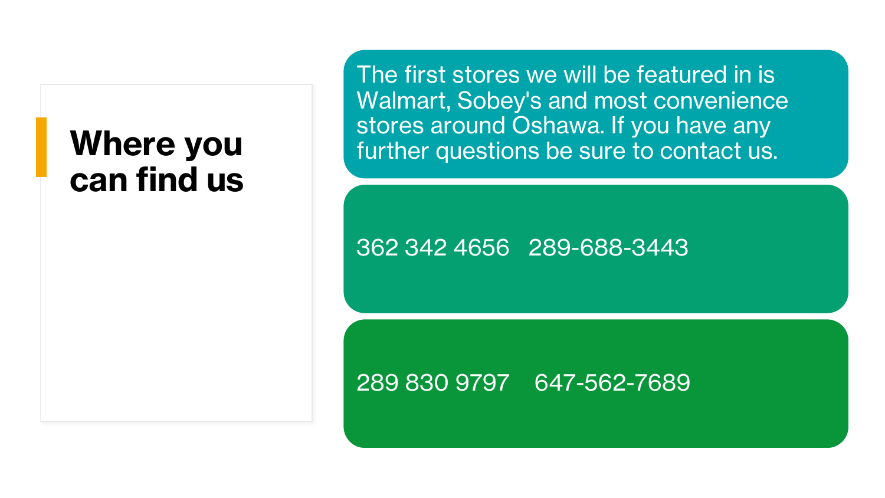# Where you can find us

The first stores we will be featured in is Walmart, Sobey's and most convenience stores around Oshawa. If you have any further questions be sure to contact us.

362 342 4656   289-688-3443

289 830 9797   647-562-7689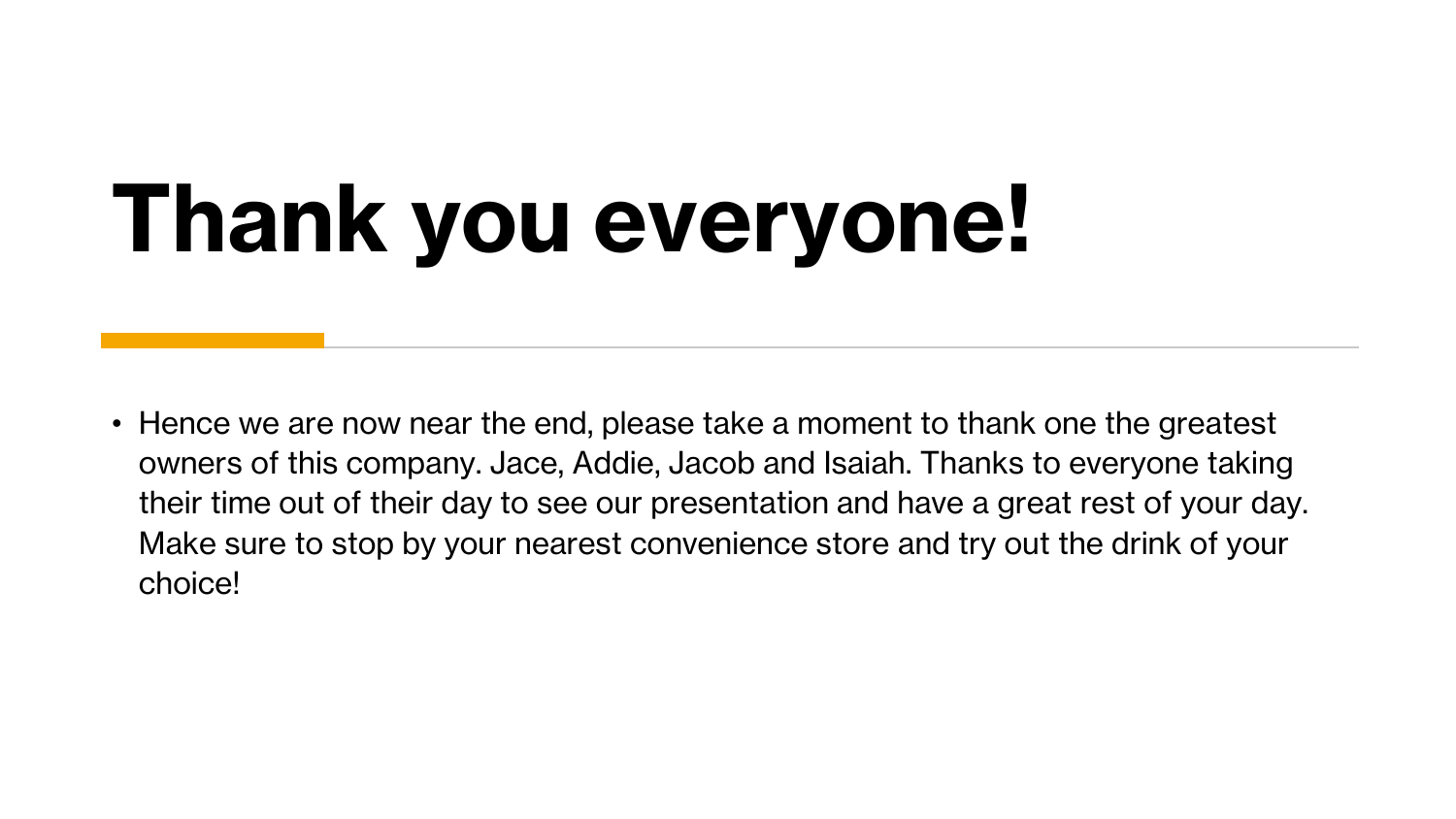# Thank you everyone!

- Hence we are now near the end, please take a moment to thank one the greatest owners of this company. Jace, Addie, Jacob and Isaiah. Thanks to everyone taking their time out of their day to see our presentation and have a great rest of your day. Make sure to stop by your nearest convenience store and try out the drink of your choice!